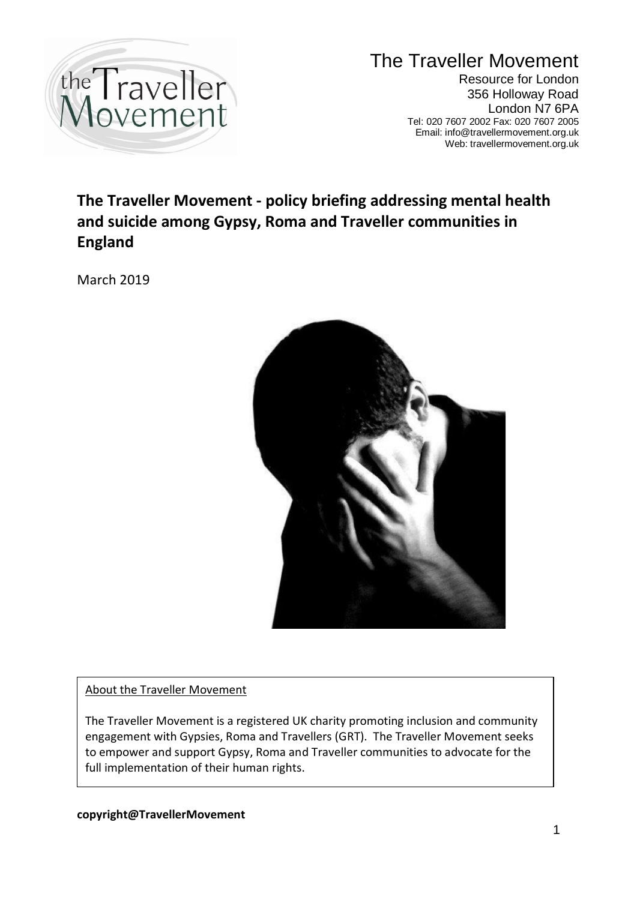# The Traveller Movement

Resource for London
356 Holloway Road
London N7 6PA
Tel: 020 7607 2002 Fax: 020 7607 2005
Email: info@travellermovement.org.uk
Web: travellermovement.org.uk

## The Traveller Movement - policy briefing addressing mental health and suicide among Gypsy, Roma and Traveller communities in England

March 2019

About the Traveller Movement

The Traveller Movement is a registered UK charity promoting inclusion and community engagement with Gypsies, Roma and Travellers (GRT). The Traveller Movement seeks to empower and support Gypsy, Roma and Traveller communities to advocate for the full implementation of their human rights.

**copyright@TravellerMovement**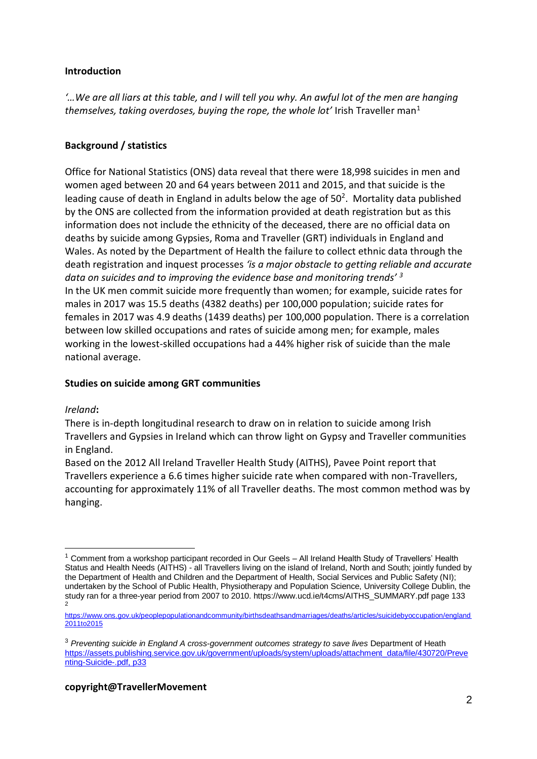## Introduction

*'…We are all liars at this table, and I will tell you why. An awful lot of the men are hanging themselves, taking overdoses, buying the rope, the whole lot'* Irish Traveller man[1]

## Background / statistics

Office for National Statistics (ONS) data reveal that there were 18,998 suicides in men and women aged between 20 and 64 years between 2011 and 2015, and that suicide is the leading cause of death in England in adults below the age of 50[2]. Mortality data published by the ONS are collected from the information provided at death registration but as this information does not include the ethnicity of the deceased, there are no official data on deaths by suicide among Gypsies, Roma and Traveller (GRT) individuals in England and Wales. As noted by the Department of Health the failure to collect ethnic data through the death registration and inquest processes *'is a major obstacle to getting reliable and accurate data on suicides and to improving the evidence base and monitoring trends'* [3]

In the UK men commit suicide more frequently than women; for example, suicide rates for males in 2017 was 15.5 deaths (4382 deaths) per 100,000 population; suicide rates for females in 2017 was 4.9 deaths (1439 deaths) per 100,000 population. There is a correlation between low skilled occupations and rates of suicide among men; for example, males working in the lowest-skilled occupations had a 44% higher risk of suicide than the male national average.

## Studies on suicide among GRT communities

*Ireland*:

There is in-depth longitudinal research to draw on in relation to suicide among Irish Travellers and Gypsies in Ireland which can throw light on Gypsy and Traveller communities in England.

Based on the 2012 All Ireland Traveller Health Study (AITHS), Pavee Point report that Travellers experience a 6.6 times higher suicide rate when compared with non-Travellers, accounting for approximately 11% of all Traveller deaths. The most common method was by hanging.

---

[1] Comment from a workshop participant recorded in Our Geels – All Ireland Health Study of Travellers' Health Status and Health Needs (AITHS) - all Travellers living on the island of Ireland, North and South; jointly funded by the Department of Health and Children and the Department of Health, Social Services and Public Safety (NI); undertaken by the School of Public Health, Physiotherapy and Population Science, University College Dublin, the study ran for a three-year period from 2007 to 2010. https://www.ucd.ie/t4cms/AITHS_SUMMARY.pdf page 133

[2] https://www.ons.gov.uk/peoplepopulationandcommunity/birthsdeathsandmarriages/deaths/articles/suicidebyoccupation/england2011to2015

[3] *Preventing suicide in England A cross-government outcomes strategy to save lives* Department of Heath https://assets.publishing.service.gov.uk/government/uploads/system/uploads/attachment_data/file/430720/Preventing-Suicide-.pdf, p33

**copyright@TravellerMovement**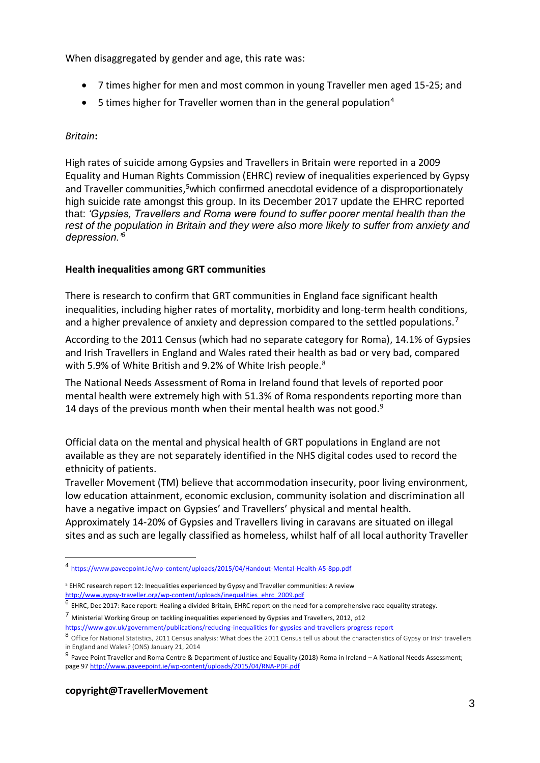When disaggregated by gender and age, this rate was:

- 7 times higher for men and most common in young Traveller men aged 15-25; and
- 5 times higher for Traveller women than in the general population[4]

*Britain***:**

High rates of suicide among Gypsies and Travellers in Britain were reported in a 2009 Equality and Human Rights Commission (EHRC) review of inequalities experienced by Gypsy and Traveller communities,[5]which confirmed anecdotal evidence of a disproportionately high suicide rate amongst this group. In its December 2017 update the EHRC reported that: *'Gypsies, Travellers and Roma were found to suffer poorer mental health than the rest of the population in Britain and they were also more likely to suffer from anxiety and depression.'*[6]

**Health inequalities among GRT communities**

There is research to confirm that GRT communities in England face significant health inequalities, including higher rates of mortality, morbidity and long-term health conditions, and a higher prevalence of anxiety and depression compared to the settled populations.[7]

According to the 2011 Census (which had no separate category for Roma), 14.1% of Gypsies and Irish Travellers in England and Wales rated their health as bad or very bad, compared with 5.9% of White British and 9.2% of White Irish people.[8]

The National Needs Assessment of Roma in Ireland found that levels of reported poor mental health were extremely high with 51.3% of Roma respondents reporting more than 14 days of the previous month when their mental health was not good.[9]

Official data on the mental and physical health of GRT populations in England are not available as they are not separately identified in the NHS digital codes used to record the ethnicity of patients.

Traveller Movement (TM) believe that accommodation insecurity, poor living environment, low education attainment, economic exclusion, community isolation and discrimination all have a negative impact on Gypsies' and Travellers' physical and mental health. Approximately 14-20% of Gypsies and Travellers living in caravans are situated on illegal sites and as such are legally classified as homeless, whilst half of all local authority Traveller

---

[4] https://www.paveepoint.ie/wp-content/uploads/2015/04/Handout-Mental-Health-A5-8pp.pdf

[5] EHRC research report 12: Inequalities experienced by Gypsy and Traveller communities: A review http://www.gypsy-traveller.org/wp-content/uploads/inequalities_ehrc_2009.pdf

[6] EHRC, Dec 2017: Race report: Healing a divided Britain, EHRC report on the need for a comprehensive race equality strategy.

[7] Ministerial Working Group on tackling inequalities experienced by Gypsies and Travellers, 2012, p12 https://www.gov.uk/government/publications/reducing-inequalities-for-gypsies-and-travellers-progress-report

[8] Office for National Statistics, 2011 Census analysis: What does the 2011 Census tell us about the characteristics of Gypsy or Irish travellers in England and Wales? (ONS) January 21, 2014

[9] Pavee Point Traveller and Roma Centre & Department of Justice and Equality (2018) Roma in Ireland – A National Needs Assessment; page 97 http://www.paveepoint.ie/wp-content/uploads/2015/04/RNA-PDF.pdf

**copyright@TravellerMovement**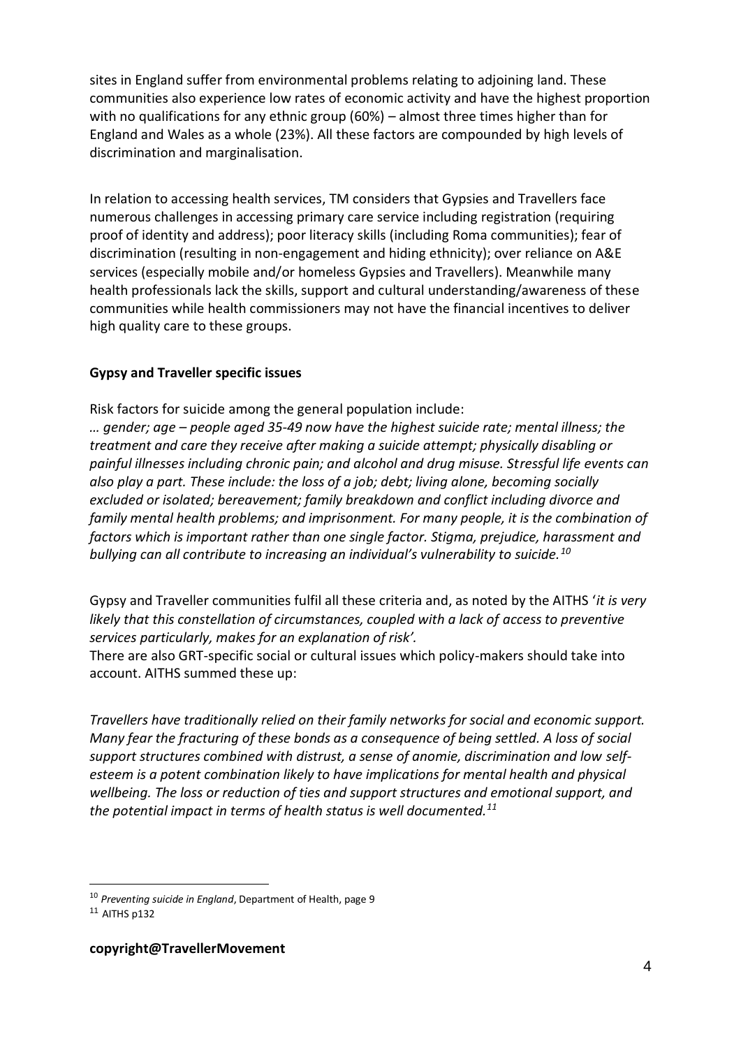sites in England suffer from environmental problems relating to adjoining land. These communities also experience low rates of economic activity and have the highest proportion with no qualifications for any ethnic group (60%) – almost three times higher than for England and Wales as a whole (23%). All these factors are compounded by high levels of discrimination and marginalisation.

In relation to accessing health services, TM considers that Gypsies and Travellers face numerous challenges in accessing primary care service including registration (requiring proof of identity and address); poor literacy skills (including Roma communities); fear of discrimination (resulting in non-engagement and hiding ethnicity); over reliance on A&E services (especially mobile and/or homeless Gypsies and Travellers). Meanwhile many health professionals lack the skills, support and cultural understanding/awareness of these communities while health commissioners may not have the financial incentives to deliver high quality care to these groups.

**Gypsy and Traveller specific issues**

Risk factors for suicide among the general population include:
*… gender; age – people aged 35-49 now have the highest suicide rate; mental illness; the treatment and care they receive after making a suicide attempt; physically disabling or painful illnesses including chronic pain; and alcohol and drug misuse. Stressful life events can also play a part. These include: the loss of a job; debt; living alone, becoming socially excluded or isolated; bereavement; family breakdown and conflict including divorce and family mental health problems; and imprisonment. For many people, it is the combination of factors which is important rather than one single factor. Stigma, prejudice, harassment and bullying can all contribute to increasing an individual's vulnerability to suicide.*[10]

Gypsy and Traveller communities fulfil all these criteria and, as noted by the AITHS '*it is very likely that this constellation of circumstances, coupled with a lack of access to preventive services particularly, makes for an explanation of risk'.*
There are also GRT-specific social or cultural issues which policy-makers should take into account. AITHS summed these up:

*Travellers have traditionally relied on their family networks for social and economic support. Many fear the fracturing of these bonds as a consequence of being settled. A loss of social support structures combined with distrust, a sense of anomie, discrimination and low self-esteem is a potent combination likely to have implications for mental health and physical wellbeing. The loss or reduction of ties and support structures and emotional support, and the potential impact in terms of health status is well documented.*[11]

[10] *Preventing suicide in England*, Department of Health, page 9
[11] AITHS p132

**copyright@TravellerMovement**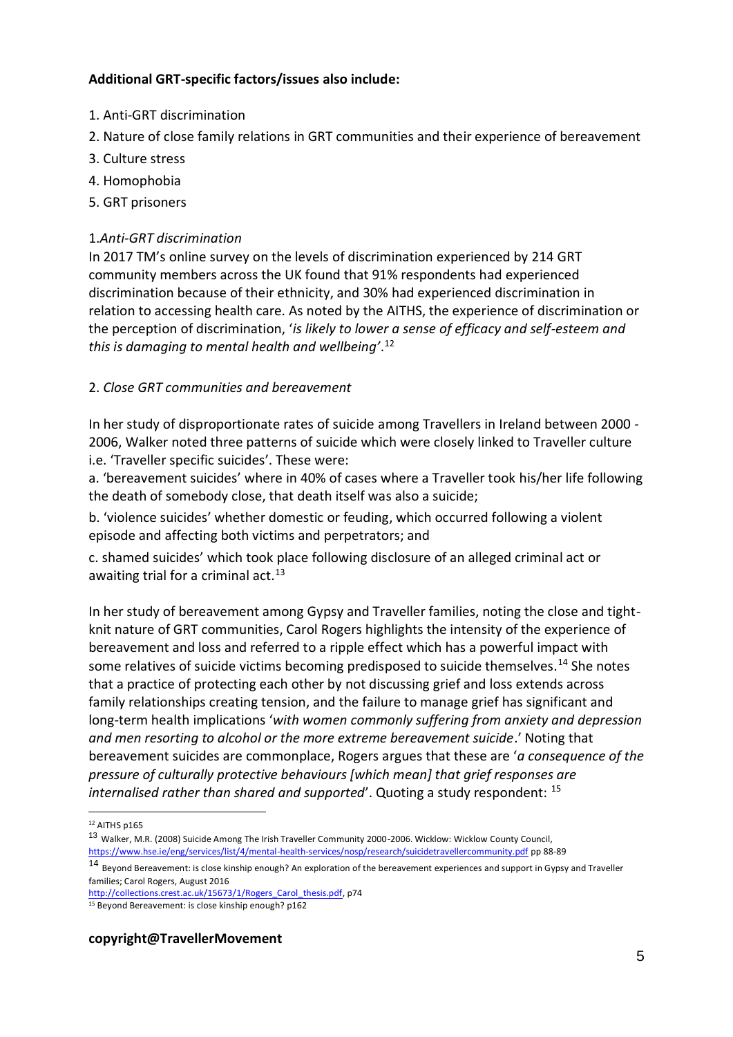**Additional GRT-specific factors/issues also include:**

1. Anti-GRT discrimination
2. Nature of close family relations in GRT communities and their experience of bereavement
3. Culture stress
4. Homophobia
5. GRT prisoners

1.*Anti-GRT discrimination*

In 2017 TM's online survey on the levels of discrimination experienced by 214 GRT community members across the UK found that 91% respondents had experienced discrimination because of their ethnicity, and 30% had experienced discrimination in relation to accessing health care. As noted by the AITHS, the experience of discrimination or the perception of discrimination, '*is likely to lower a sense of efficacy and self-esteem and this is damaging to mental health and wellbeing'*.[12]

2. *Close GRT communities and bereavement*

In her study of disproportionate rates of suicide among Travellers in Ireland between 2000 - 2006, Walker noted three patterns of suicide which were closely linked to Traveller culture i.e. 'Traveller specific suicides'. These were:

a. 'bereavement suicides' where in 40% of cases where a Traveller took his/her life following the death of somebody close, that death itself was also a suicide;

b. 'violence suicides' whether domestic or feuding, which occurred following a violent episode and affecting both victims and perpetrators; and

c. shamed suicides' which took place following disclosure of an alleged criminal act or awaiting trial for a criminal act.[13]

In her study of bereavement among Gypsy and Traveller families, noting the close and tight-knit nature of GRT communities, Carol Rogers highlights the intensity of the experience of bereavement and loss and referred to a ripple effect which has a powerful impact with some relatives of suicide victims becoming predisposed to suicide themselves.[14] She notes that a practice of protecting each other by not discussing grief and loss extends across family relationships creating tension, and the failure to manage grief has significant and long-term health implications '*with women commonly suffering from anxiety and depression and men resorting to alcohol or the more extreme bereavement suicide*.' Noting that bereavement suicides are commonplace, Rogers argues that these are '*a consequence of the pressure of culturally protective behaviours [which mean] that grief responses are internalised rather than shared and supported*'. Quoting a study respondent: [15]

---

[12] AITHS p165

[13] Walker, M.R. (2008) Suicide Among The Irish Traveller Community 2000-2006. Wicklow: Wicklow County Council, https://www.hse.ie/eng/services/list/4/mental-health-services/nosp/research/suicidetravellercommunity.pdf pp 88-89

[14] Beyond Bereavement: is close kinship enough? An exploration of the bereavement experiences and support in Gypsy and Traveller families; Carol Rogers, August 2016 http://collections.crest.ac.uk/15673/1/Rogers_Carol_thesis.pdf, p74

[15] Beyond Bereavement: is close kinship enough? p162

**copyright@TravellerMovement**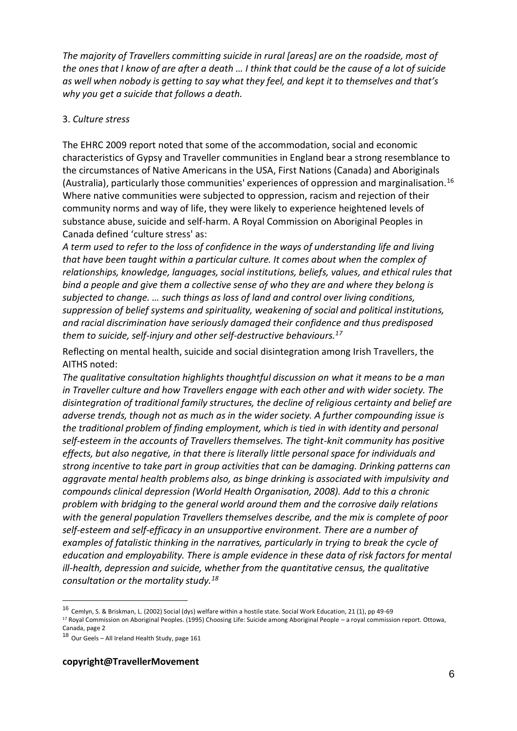*The majority of Travellers committing suicide in rural [areas] are on the roadside, most of the ones that I know of are after a death … I think that could be the cause of a lot of suicide as well when nobody is getting to say what they feel, and kept it to themselves and that's why you get a suicide that follows a death.*

3. *Culture stress*

The EHRC 2009 report noted that some of the accommodation, social and economic characteristics of Gypsy and Traveller communities in England bear a strong resemblance to the circumstances of Native Americans in the USA, First Nations (Canada) and Aboriginals (Australia), particularly those communities' experiences of oppression and marginalisation.[16] Where native communities were subjected to oppression, racism and rejection of their community norms and way of life, they were likely to experience heightened levels of substance abuse, suicide and self-harm. A Royal Commission on Aboriginal Peoples in Canada defined 'culture stress' as:

*A term used to refer to the loss of confidence in the ways of understanding life and living that have been taught within a particular culture. It comes about when the complex of relationships, knowledge, languages, social institutions, beliefs, values, and ethical rules that bind a people and give them a collective sense of who they are and where they belong is subjected to change. … such things as loss of land and control over living conditions, suppression of belief systems and spirituality, weakening of social and political institutions, and racial discrimination have seriously damaged their confidence and thus predisposed them to suicide, self-injury and other self-destructive behaviours.[17]*

Reflecting on mental health, suicide and social disintegration among Irish Travellers, the AITHS noted:

*The qualitative consultation highlights thoughtful discussion on what it means to be a man in Traveller culture and how Travellers engage with each other and with wider society. The disintegration of traditional family structures, the decline of religious certainty and belief are adverse trends, though not as much as in the wider society. A further compounding issue is the traditional problem of finding employment, which is tied in with identity and personal self-esteem in the accounts of Travellers themselves. The tight-knit community has positive effects, but also negative, in that there is literally little personal space for individuals and strong incentive to take part in group activities that can be damaging. Drinking patterns can aggravate mental health problems also, as binge drinking is associated with impulsivity and compounds clinical depression (World Health Organisation, 2008). Add to this a chronic problem with bridging to the general world around them and the corrosive daily relations with the general population Travellers themselves describe, and the mix is complete of poor self-esteem and self-efficacy in an unsupportive environment. There are a number of examples of fatalistic thinking in the narratives, particularly in trying to break the cycle of education and employability. There is ample evidence in these data of risk factors for mental ill-health, depression and suicide, whether from the quantitative census, the qualitative consultation or the mortality study.[18]*

---

[16] Cemlyn, S. & Briskman, L. (2002) Social (dys) welfare within a hostile state. Social Work Education, 21 (1), pp 49-69

[17] Royal Commission on Aboriginal Peoples. (1995) Choosing Life: Suicide among Aboriginal People – a royal commission report. Ottowa, Canada, page 2

[18] Our Geels – All Ireland Health Study, page 161

**copyright@TravellerMovement**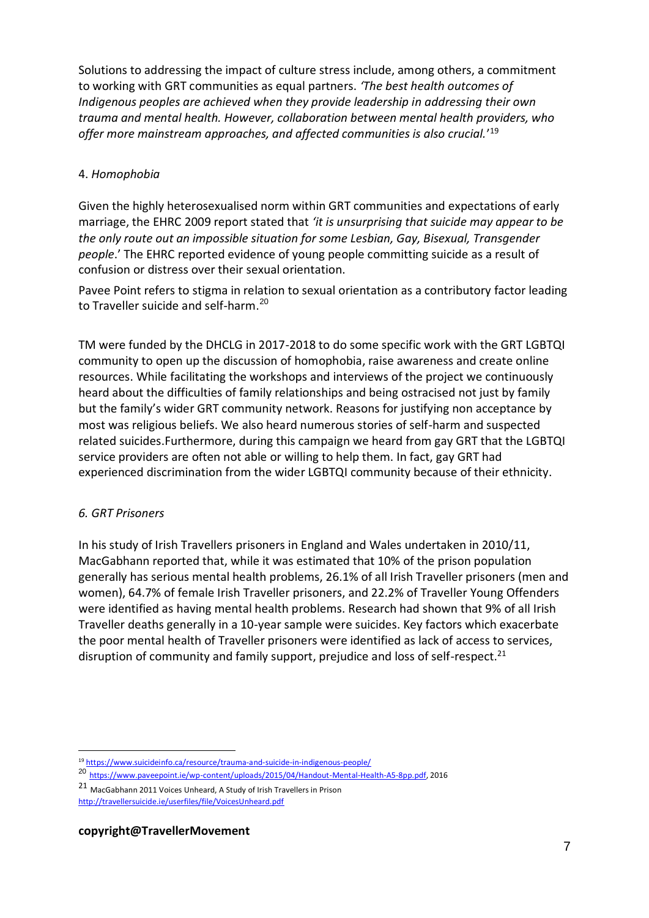Solutions to addressing the impact of culture stress include, among others, a commitment to working with GRT communities as equal partners. *'The best health outcomes of Indigenous peoples are achieved when they provide leadership in addressing their own trauma and mental health. However, collaboration between mental health providers, who offer more mainstream approaches, and affected communities is also crucial.'*[19]

4. *Homophobia*

Given the highly heterosexualised norm within GRT communities and expectations of early marriage, the EHRC 2009 report stated that *'it is unsurprising that suicide may appear to be the only route out an impossible situation for some Lesbian, Gay, Bisexual, Transgender people*.' The EHRC reported evidence of young people committing suicide as a result of confusion or distress over their sexual orientation.

Pavee Point refers to stigma in relation to sexual orientation as a contributory factor leading to Traveller suicide and self-harm.[20]

TM were funded by the DHCLG in 2017-2018 to do some specific work with the GRT LGBTQI community to open up the discussion of homophobia, raise awareness and create online resources. While facilitating the workshops and interviews of the project we continuously heard about the difficulties of family relationships and being ostracised not just by family but the family's wider GRT community network. Reasons for justifying non acceptance by most was religious beliefs. We also heard numerous stories of self-harm and suspected related suicides.Furthermore, during this campaign we heard from gay GRT that the LGBTQI service providers are often not able or willing to help them. In fact, gay GRT had experienced discrimination from the wider LGBTQI community because of their ethnicity.

*6. GRT Prisoners*

In his study of Irish Travellers prisoners in England and Wales undertaken in 2010/11, MacGabhann reported that, while it was estimated that 10% of the prison population generally has serious mental health problems, 26.1% of all Irish Traveller prisoners (men and women), 64.7% of female Irish Traveller prisoners, and 22.2% of Traveller Young Offenders were identified as having mental health problems. Research had shown that 9% of all Irish Traveller deaths generally in a 10-year sample were suicides. Key factors which exacerbate the poor mental health of Traveller prisoners were identified as lack of access to services, disruption of community and family support, prejudice and loss of self-respect.[21]

---

[19] https://www.suicideinfo.ca/resource/trauma-and-suicide-in-indigenous-people/

[20] https://www.paveepoint.ie/wp-content/uploads/2015/04/Handout-Mental-Health-A5-8pp.pdf, 2016

[21] MacGabhann 2011 Voices Unheard, A Study of Irish Travellers in Prison http://travellersuicide.ie/userfiles/file/VoicesUnheard.pdf

**copyright@TravellerMovement**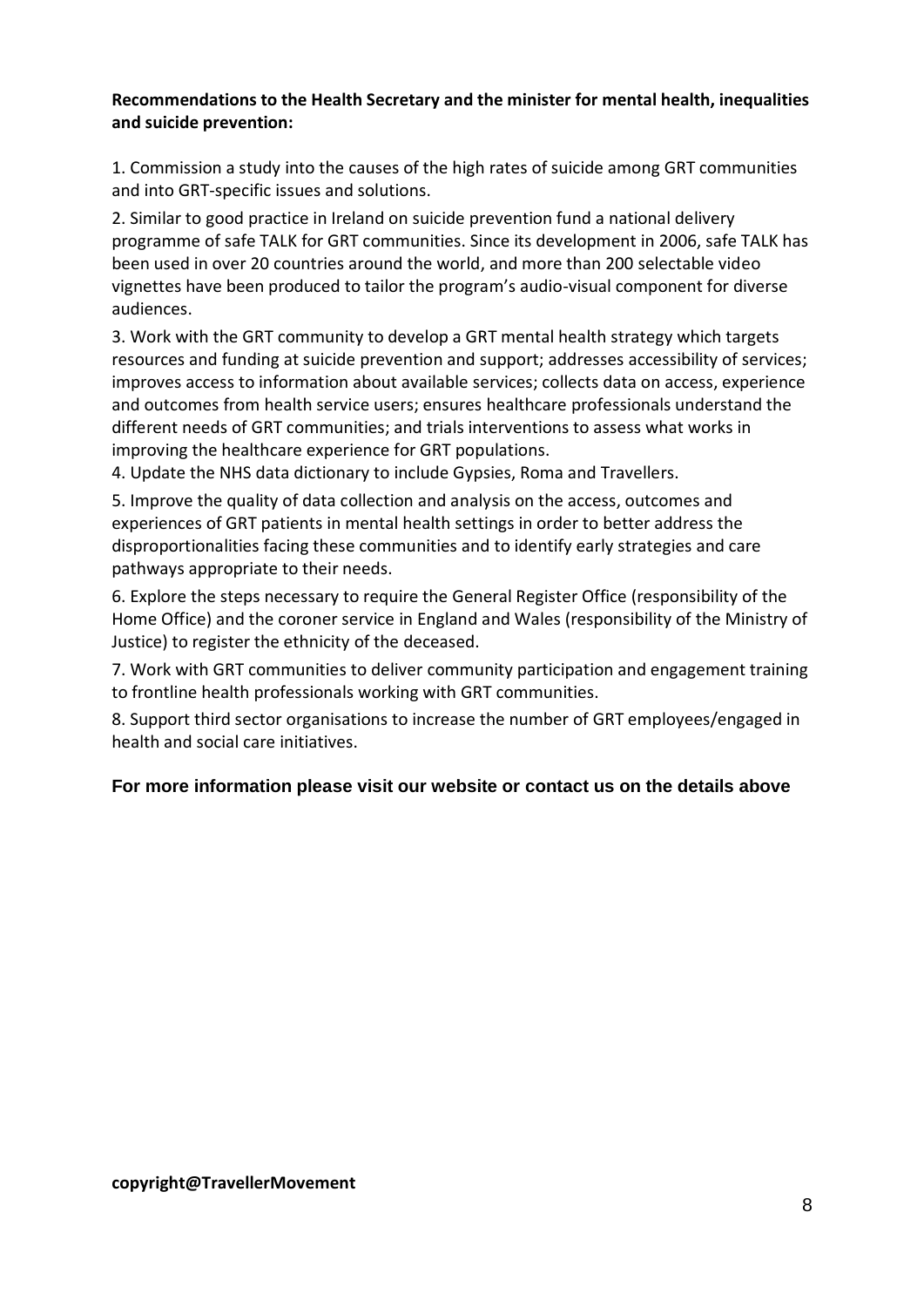**Recommendations to the Health Secretary and the minister for mental health, inequalities and suicide prevention:**

1. Commission a study into the causes of the high rates of suicide among GRT communities and into GRT-specific issues and solutions.
2. Similar to good practice in Ireland on suicide prevention fund a national delivery programme of safe TALK for GRT communities. Since its development in 2006, safe TALK has been used in over 20 countries around the world, and more than 200 selectable video vignettes have been produced to tailor the program's audio-visual component for diverse audiences.
3. Work with the GRT community to develop a GRT mental health strategy which targets resources and funding at suicide prevention and support; addresses accessibility of services; improves access to information about available services; collects data on access, experience and outcomes from health service users; ensures healthcare professionals understand the different needs of GRT communities; and trials interventions to assess what works in improving the healthcare experience for GRT populations.
4. Update the NHS data dictionary to include Gypsies, Roma and Travellers.
5. Improve the quality of data collection and analysis on the access, outcomes and experiences of GRT patients in mental health settings in order to better address the disproportionalities facing these communities and to identify early strategies and care pathways appropriate to their needs.
6. Explore the steps necessary to require the General Register Office (responsibility of the Home Office) and the coroner service in England and Wales (responsibility of the Ministry of Justice) to register the ethnicity of the deceased.
7. Work with GRT communities to deliver community participation and engagement training to frontline health professionals working with GRT communities.
8. Support third sector organisations to increase the number of GRT employees/engaged in health and social care initiatives.

**For more information please visit our website or contact us on the details above**

**copyright@TravellerMovement**